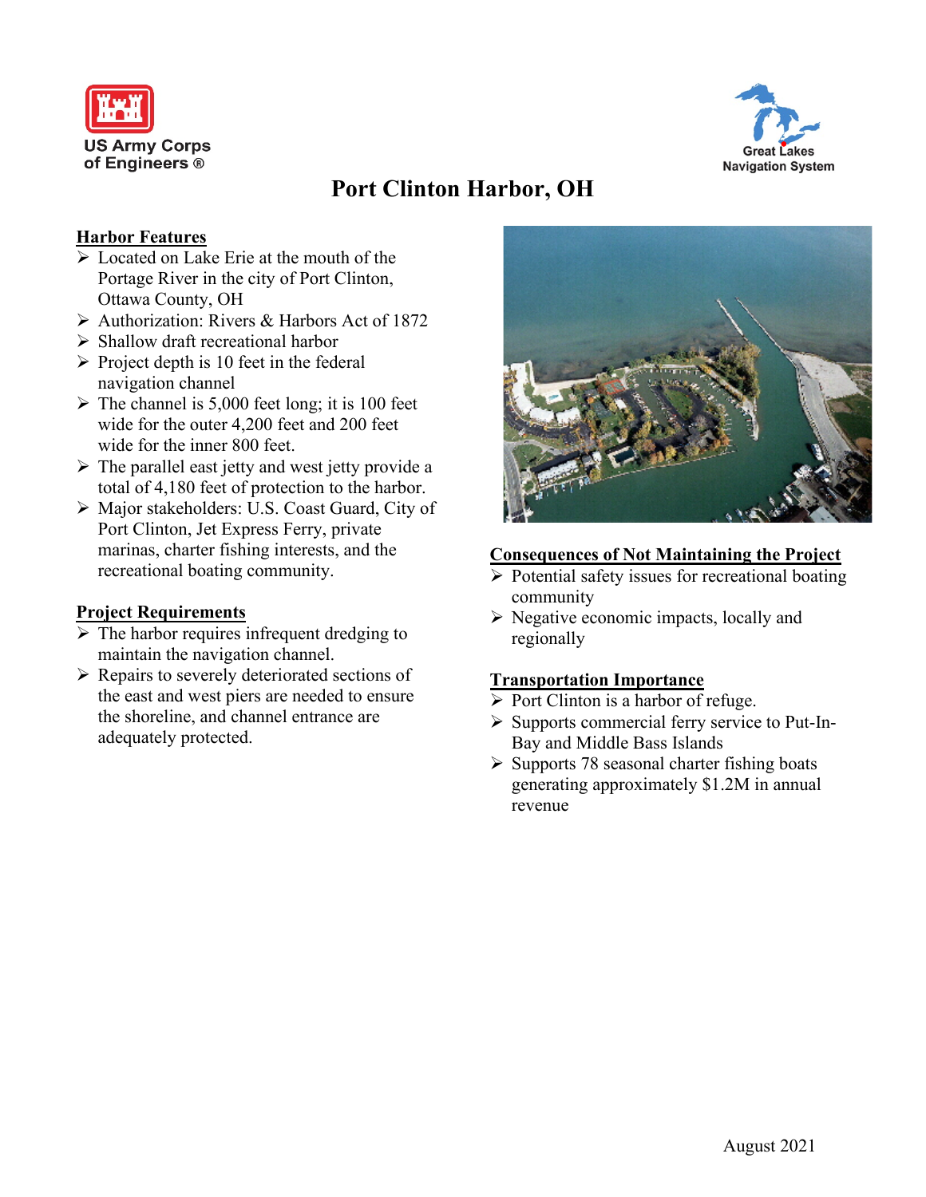US Army Corps of Engineers ®

Great Lakes Navigation System

# Port Clinton Harbor, OH

## Harbor Features

- Located on Lake Erie at the mouth of the Portage River in the city of Port Clinton, Ottawa County, OH
- Authorization: Rivers & Harbors Act of 1872
- Shallow draft recreational harbor
- Project depth is 10 feet in the federal navigation channel
- The channel is 5,000 feet long; it is 100 feet wide for the outer 4,200 feet and 200 feet wide for the inner 800 feet.
- The parallel east jetty and west jetty provide a total of 4,180 feet of protection to the harbor.
- Major stakeholders: U.S. Coast Guard, City of Port Clinton, Jet Express Ferry, private marinas, charter fishing interests, and the recreational boating community.

## Project Requirements

- The harbor requires infrequent dredging to maintain the navigation channel.
- Repairs to severely deteriorated sections of the east and west piers are needed to ensure the shoreline, and channel entrance are adequately protected.

## Consequences of Not Maintaining the Project

- Potential safety issues for recreational boating community
- Negative economic impacts, locally and regionally

## Transportation Importance

- Port Clinton is a harbor of refuge.
- Supports commercial ferry service to Put-In-Bay and Middle Bass Islands
- Supports 78 seasonal charter fishing boats generating approximately $1.2M in annual revenue

August 2021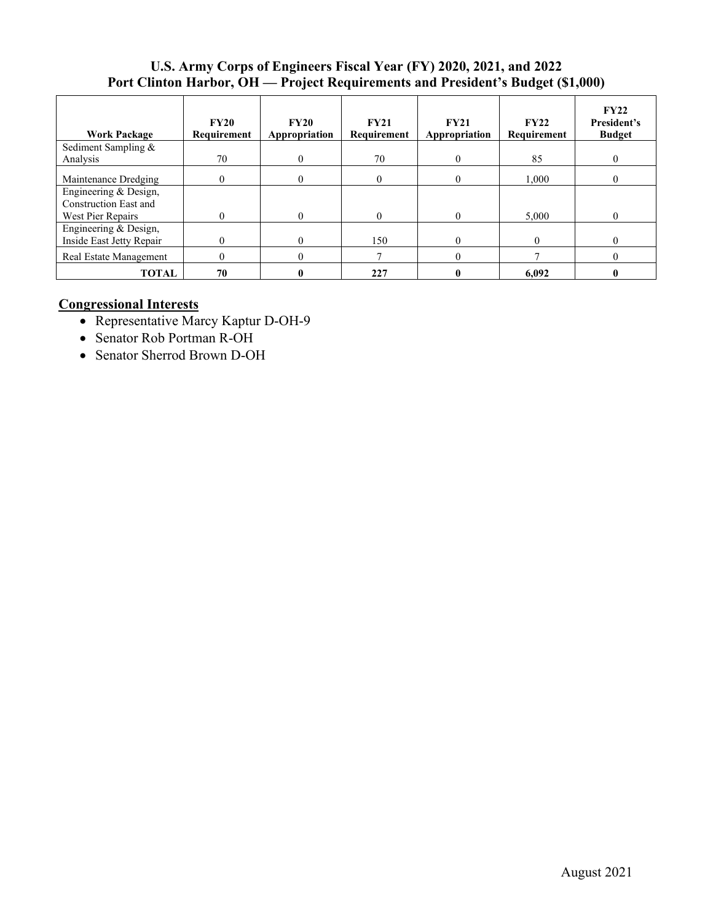## U.S. Army Corps of Engineers Fiscal Year (FY) 2020, 2021, and 2022 Port Clinton Harbor, OH — Project Requirements and President's Budget ($1,000)

| Work Package | FY20 Requirement | FY20 Appropriation | FY21 Requirement | FY21 Appropriation | FY22 Requirement | FY22 President's Budget |
|---|---|---|---|---|---|---|
| Sediment Sampling & Analysis | 70 | 0 | 70 | 0 | 85 | 0 |
| Maintenance Dredging | 0 | 0 | 0 | 0 | 1,000 | 0 |
| Engineering & Design, Construction East and West Pier Repairs | 0 | 0 | 0 | 0 | 5,000 | 0 |
| Engineering & Design, Inside East Jetty Repair | 0 | 0 | 150 | 0 | 0 | 0 |
| Real Estate Management | 0 | 0 | 7 | 0 | 7 | 0 |
| **TOTAL** | **70** | **0** | **227** | **0** | **6,092** | **0** |

### Congressional Interests

- Representative Marcy Kaptur D-OH-9
- Senator Rob Portman R-OH
- Senator Sherrod Brown D-OH

August 2021